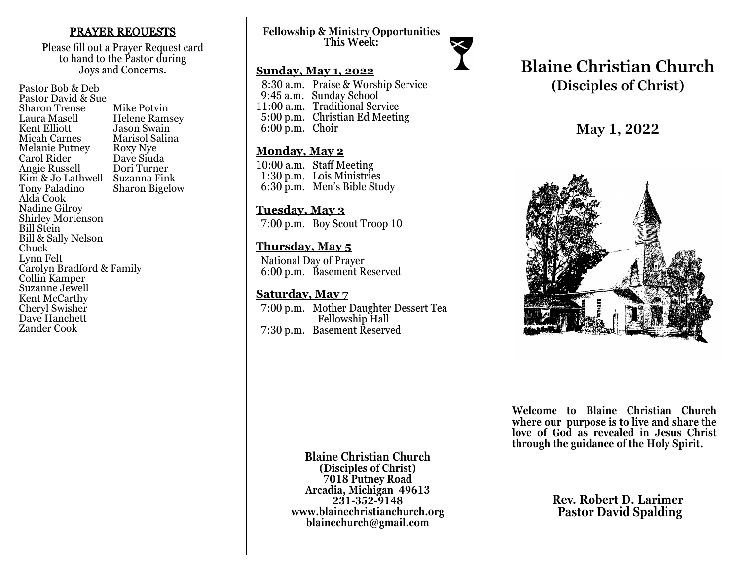## PRAYER REQUESTS

Please fill out a Prayer Request card to hand to the Pastor during Joys and Concerns.

Pastor Bob & Deb
Pastor David & Sue
Sharon Trense
Laura Masell
Kent Elliott
Micah Carnes
Melanie Putney
Carol Rider
Angie Russell
Kim & Jo Lathwell
Tony Paladino
Alda Cook
Nadine Gilroy
Shirley Mortenson
Bill Stein
Bill & Sally Nelson
Chuck
Lynn Felt
Carolyn Bradford & Family
Collin Kamper
Suzanne Jewell
Kent McCarthy
Cheryl Swisher
Dave Hanchett
Zander Cook
Mike Potvin
Helene Ramsey
Jason Swain
Marisol Salina
Roxy Nye
Dave Siuda
Dori Turner
Suzanna Fink
Sharon Bigelow

**Fellowship & Ministry Opportunities This Week:**

### Sunday, May 1, 2022

8:30 a.m. Praise & Worship Service
9:45 a.m. Sunday School
11:00 a.m. Traditional Service
5:00 p.m. Christian Ed Meeting
6:00 p.m. Choir

### Monday, May 2

10:00 a.m. Staff Meeting
1:30 p.m. Lois Ministries
6:30 p.m. Men's Bible Study

### Tuesday, May 3

7:00 p.m. Boy Scout Troop 10

### Thursday, May 5

National Day of Prayer
6:00 p.m. Basement Reserved

### Saturday, May 7

7:00 p.m. Mother Daughter Dessert Tea Fellowship Hall
7:30 p.m. Basement Reserved

**Blaine Christian Church**
**(Disciples of Christ)**
**7018 Putney Road**
**Arcadia, Michigan 49613**
**231-352-9148**
**www.blainechristianchurch.org**
**blainechurch@gmail.com**

# Blaine Christian Church
## (Disciples of Christ)

## May 1, 2022

**Welcome to Blaine Christian Church where our purpose is to live and share the love of God as revealed in Jesus Christ through the guidance of the Holy Spirit.**

**Rev. Robert D. Larimer**
**Pastor David Spalding**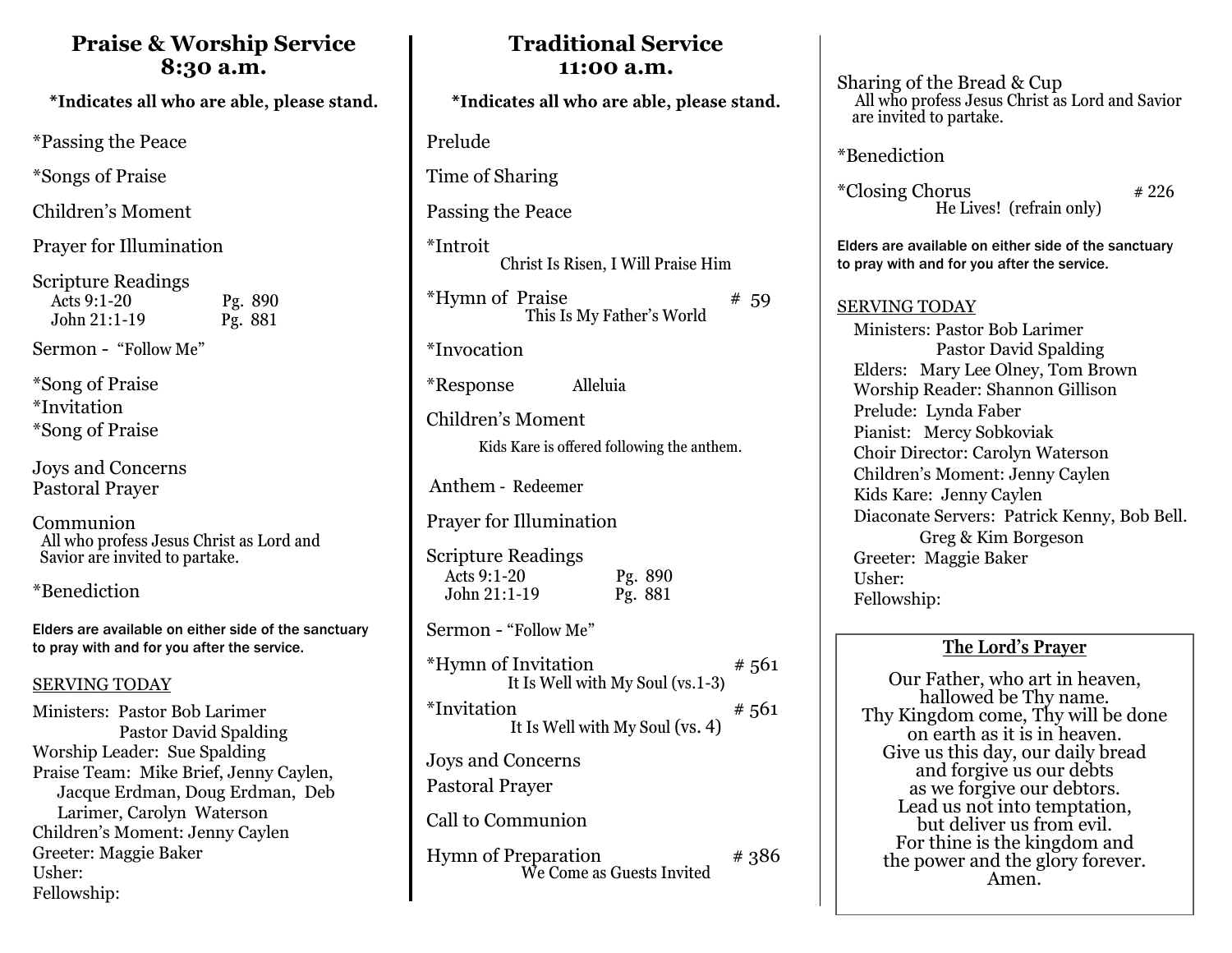## Praise & Worship Service
## 8:30 a.m.

**\*Indicates all who are able, please stand.**

*Passing the Peace

*Songs of Praise

Children's Moment

Prayer for Illumination

Scripture Readings
- Acts 9:1-20 Pg. 890
- John 21:1-19 Pg. 881

Sermon - "Follow Me"

*Song of Praise
*Invitation
*Song of Praise

Joys and Concerns
Pastoral Prayer

Communion
All who profess Jesus Christ as Lord and Savior are invited to partake.

*Benediction

Elders are available on either side of the sanctuary to pray with and for you after the service.

SERVING TODAY

Ministers: Pastor Bob Larimer
Pastor David Spalding
Worship Leader: Sue Spalding
Praise Team: Mike Brief, Jenny Caylen, Jacque Erdman, Doug Erdman, Deb Larimer, Carolyn Waterson
Children's Moment: Jenny Caylen
Greeter: Maggie Baker
Usher:
Fellowship:

## Traditional Service
## 11:00 a.m.

**\*Indicates all who are able, please stand.**

Prelude

Time of Sharing

Passing the Peace

*Introit
Christ Is Risen, I Will Praise Him

*Hymn of Praise # 59
This Is My Father's World

*Invocation

*Response Alleluia

Children's Moment
Kids Kare is offered following the anthem.

Anthem - Redeemer

Prayer for Illumination

Scripture Readings
- Acts 9:1-20 Pg. 890
- John 21:1-19 Pg. 881

Sermon - "Follow Me"

*Hymn of Invitation # 561
It Is Well with My Soul (vs.1-3)

*Invitation # 561
It Is Well with My Soul (vs. 4)

Joys and Concerns

Pastoral Prayer

Call to Communion

Hymn of Preparation # 386
We Come as Guests Invited

Sharing of the Bread & Cup
All who profess Jesus Christ as Lord and Savior are invited to partake.

*Benediction

*Closing Chorus # 226
He Lives! (refrain only)

Elders are available on either side of the sanctuary to pray with and for you after the service.

SERVING TODAY

Ministers: Pastor Bob Larimer
Pastor David Spalding
Elders: Mary Lee Olney, Tom Brown
Worship Reader: Shannon Gillison
Prelude: Lynda Faber
Pianist: Mercy Sobkoviak
Choir Director: Carolyn Waterson
Children's Moment: Jenny Caylen
Kids Kare: Jenny Caylen
Diaconate Servers: Patrick Kenny, Bob Bell. Greg & Kim Borgeson
Greeter: Maggie Baker
Usher:
Fellowship:

### The Lord's Prayer

Our Father, who art in heaven,
hallowed be Thy name.
Thy Kingdom come, Thy will be done
on earth as it is in heaven.
Give us this day, our daily bread
and forgive us our debts
as we forgive our debtors.
Lead us not into temptation,
but deliver us from evil.
For thine is the kingdom and
the power and the glory forever.
Amen.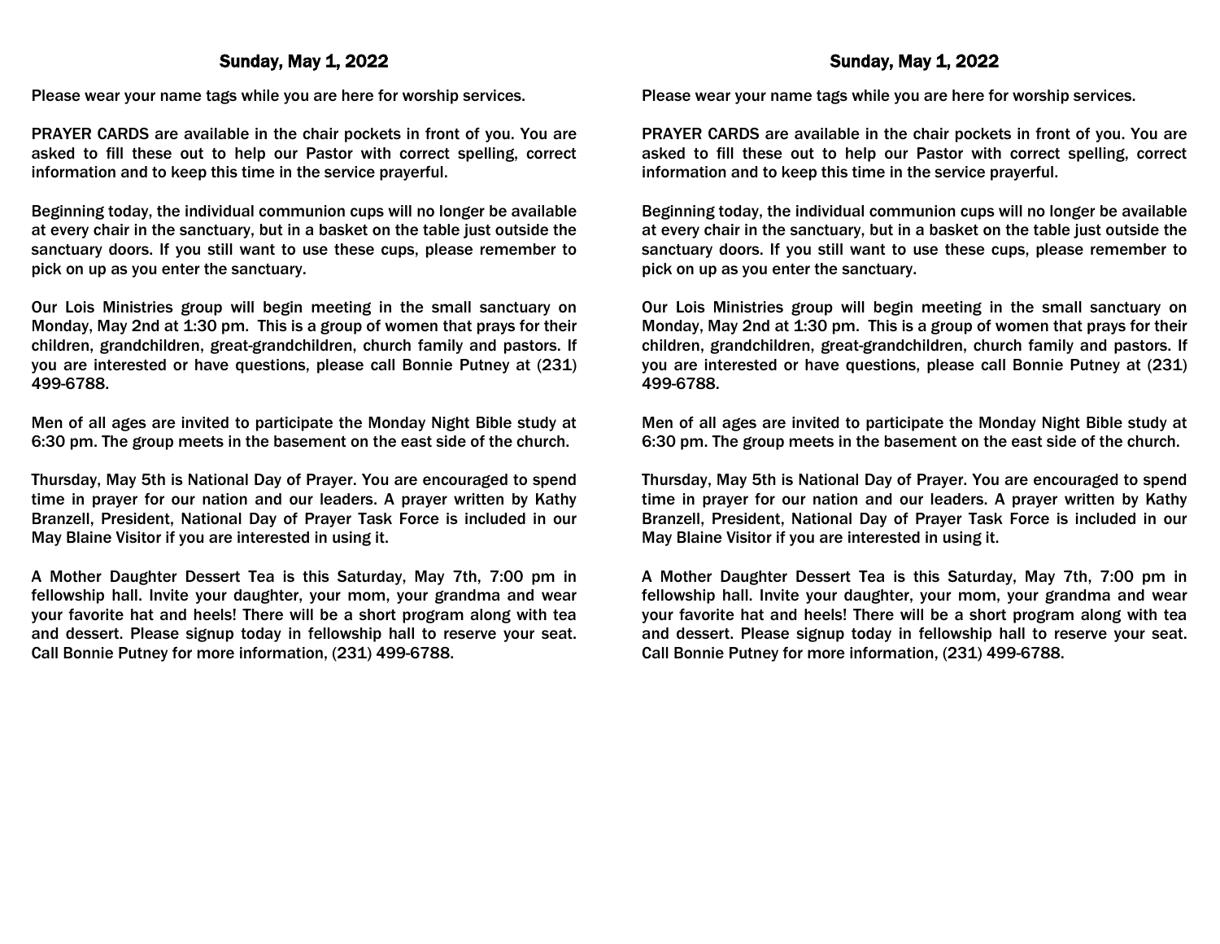## Sunday, May 1, 2022

Please wear your name tags while you are here for worship services.

PRAYER CARDS are available in the chair pockets in front of you. You are asked to fill these out to help our Pastor with correct spelling, correct information and to keep this time in the service prayerful.

Beginning today, the individual communion cups will no longer be available at every chair in the sanctuary, but in a basket on the table just outside the sanctuary doors. If you still want to use these cups, please remember to pick on up as you enter the sanctuary.

Our Lois Ministries group will begin meeting in the small sanctuary on Monday, May 2nd at 1:30 pm. This is a group of women that prays for their children, grandchildren, great-grandchildren, church family and pastors. If you are interested or have questions, please call Bonnie Putney at (231) 499-6788.

Men of all ages are invited to participate the Monday Night Bible study at 6:30 pm. The group meets in the basement on the east side of the church.

Thursday, May 5th is National Day of Prayer. You are encouraged to spend time in prayer for our nation and our leaders. A prayer written by Kathy Branzell, President, National Day of Prayer Task Force is included in our May Blaine Visitor if you are interested in using it.

A Mother Daughter Dessert Tea is this Saturday, May 7th, 7:00 pm in fellowship hall. Invite your daughter, your mom, your grandma and wear your favorite hat and heels! There will be a short program along with tea and dessert. Please signup today in fellowship hall to reserve your seat. Call Bonnie Putney for more information, (231) 499-6788.

## Sunday, May 1, 2022

Please wear your name tags while you are here for worship services.

PRAYER CARDS are available in the chair pockets in front of you. You are asked to fill these out to help our Pastor with correct spelling, correct information and to keep this time in the service prayerful.

Beginning today, the individual communion cups will no longer be available at every chair in the sanctuary, but in a basket on the table just outside the sanctuary doors. If you still want to use these cups, please remember to pick on up as you enter the sanctuary.

Our Lois Ministries group will begin meeting in the small sanctuary on Monday, May 2nd at 1:30 pm. This is a group of women that prays for their children, grandchildren, great-grandchildren, church family and pastors. If you are interested or have questions, please call Bonnie Putney at (231) 499-6788.

Men of all ages are invited to participate the Monday Night Bible study at 6:30 pm. The group meets in the basement on the east side of the church.

Thursday, May 5th is National Day of Prayer. You are encouraged to spend time in prayer for our nation and our leaders. A prayer written by Kathy Branzell, President, National Day of Prayer Task Force is included in our May Blaine Visitor if you are interested in using it.

A Mother Daughter Dessert Tea is this Saturday, May 7th, 7:00 pm in fellowship hall. Invite your daughter, your mom, your grandma and wear your favorite hat and heels! There will be a short program along with tea and dessert. Please signup today in fellowship hall to reserve your seat. Call Bonnie Putney for more information, (231) 499-6788.